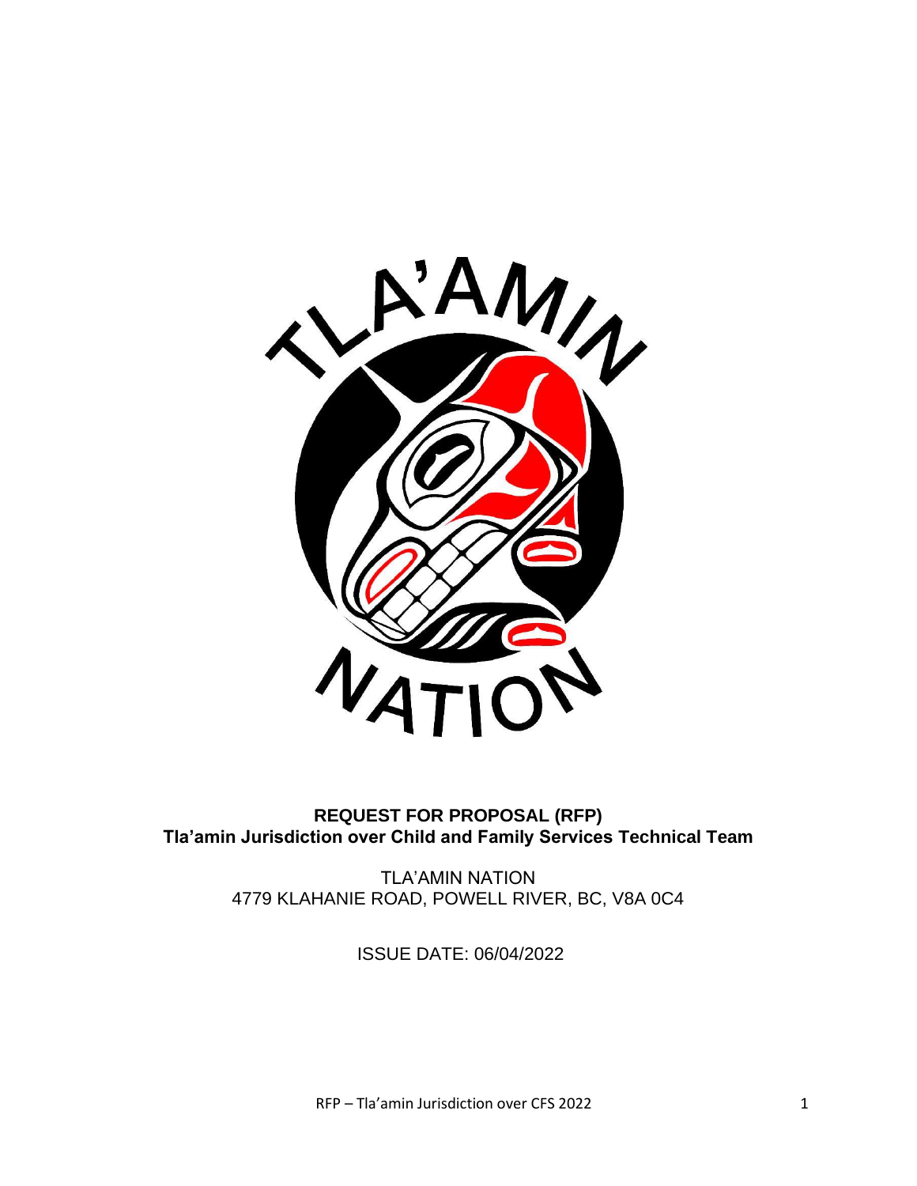**REQUEST FOR PROPOSAL (RFP)**
**Tla'amin Jurisdiction over Child and Family Services Technical Team**

TLA'AMIN NATION
4779 KLAHANIE ROAD, POWELL RIVER, BC, V8A 0C4

ISSUE DATE: 06/04/2022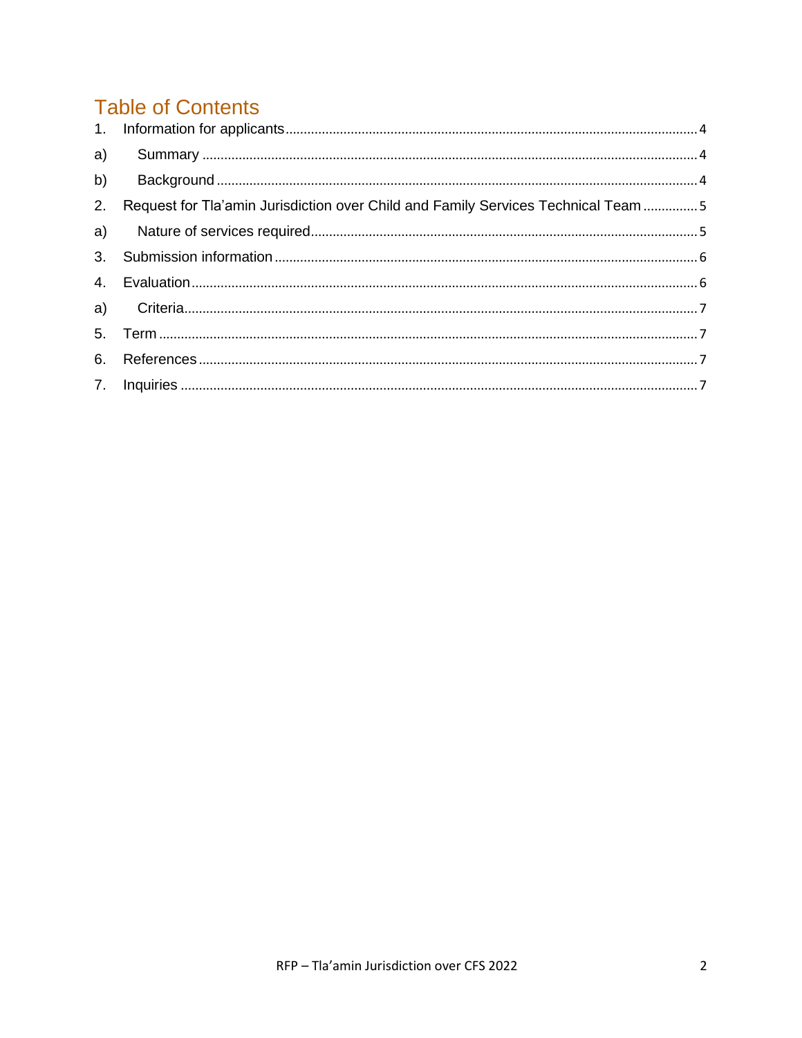# Table of Contents

1. Information for applicants ........ 4
   a) Summary ........ 4
   b) Background ........ 4
2. Request for Tla'amin Jurisdiction over Child and Family Services Technical Team ........ 5
   a) Nature of services required ........ 5
3. Submission information ........ 6
4. Evaluation ........ 6
   a) Criteria ........ 7
5. Term ........ 7
6. References ........ 7
7. Inquiries ........ 7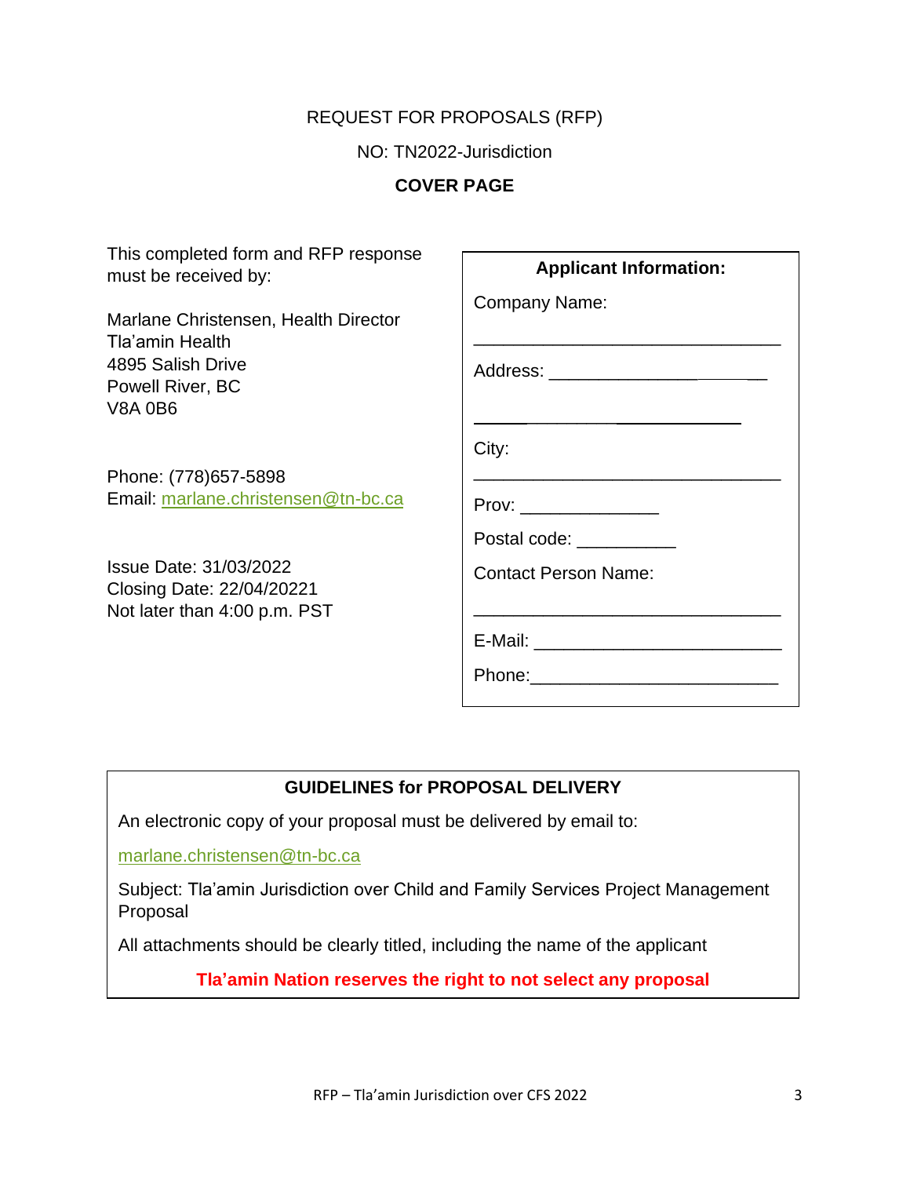REQUEST FOR PROPOSALS (RFP)

NO: TN2022-Jurisdiction

**COVER PAGE**

This completed form and RFP response must be received by:

Marlane Christensen, Health Director
Tla'amin Health
4895 Salish Drive
Powell River, BC
V8A 0B6

Phone: (778)657-5898
Email: marlane.christensen@tn-bc.ca

Issue Date: 31/03/2022
Closing Date: 22/04/20221
Not later than 4:00 p.m. PST

| **Applicant Information:** |
|---|
| Company Name: ________________________________ |
| Address: ________________________________ |
| ________________________________ |
| City: ________________________________ |
| Prov: ______________ |
| Postal code: __________ |
| Contact Person Name: ________________________________ |
| E-Mail: ________________________ |
| Phone: ________________________ |

**GUIDELINES for PROPOSAL DELIVERY**

An electronic copy of your proposal must be delivered by email to:

marlane.christensen@tn-bc.ca

Subject: Tla'amin Jurisdiction over Child and Family Services Project Management Proposal

All attachments should be clearly titled, including the name of the applicant

**Tla'amin Nation reserves the right to not select any proposal**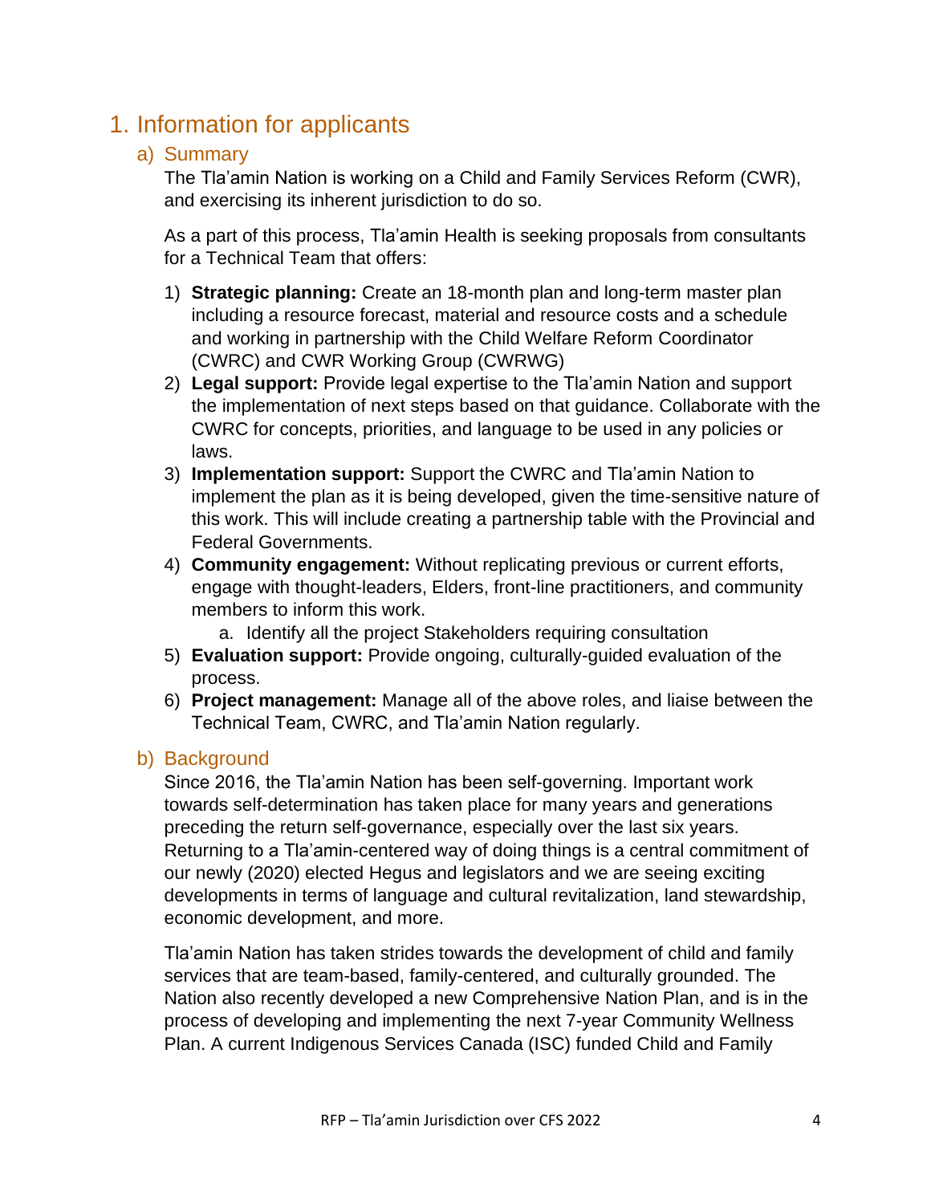# 1. Information for applicants

## a) Summary

The Tla'amin Nation is working on a Child and Family Services Reform (CWR), and exercising its inherent jurisdiction to do so.

As a part of this process, Tla'amin Health is seeking proposals from consultants for a Technical Team that offers:

1) **Strategic planning:** Create an 18-month plan and long-term master plan including a resource forecast, material and resource costs and a schedule and working in partnership with the Child Welfare Reform Coordinator (CWRC) and CWR Working Group (CWRWG)
2) **Legal support:** Provide legal expertise to the Tla'amin Nation and support the implementation of next steps based on that guidance. Collaborate with the CWRC for concepts, priorities, and language to be used in any policies or laws.
3) **Implementation support:** Support the CWRC and Tla'amin Nation to implement the plan as it is being developed, given the time-sensitive nature of this work. This will include creating a partnership table with the Provincial and Federal Governments.
4) **Community engagement:** Without replicating previous or current efforts, engage with thought-leaders, Elders, front-line practitioners, and community members to inform this work.
   a. Identify all the project Stakeholders requiring consultation
5) **Evaluation support:** Provide ongoing, culturally-guided evaluation of the process.
6) **Project management:** Manage all of the above roles, and liaise between the Technical Team, CWRC, and Tla'amin Nation regularly.

## b) Background

Since 2016, the Tla'amin Nation has been self-governing. Important work towards self-determination has taken place for many years and generations preceding the return self-governance, especially over the last six years. Returning to a Tla'amin-centered way of doing things is a central commitment of our newly (2020) elected Hegus and legislators and we are seeing exciting developments in terms of language and cultural revitalization, land stewardship, economic development, and more.

Tla'amin Nation has taken strides towards the development of child and family services that are team-based, family-centered, and culturally grounded. The Nation also recently developed a new Comprehensive Nation Plan, and is in the process of developing and implementing the next 7-year Community Wellness Plan. A current Indigenous Services Canada (ISC) funded Child and Family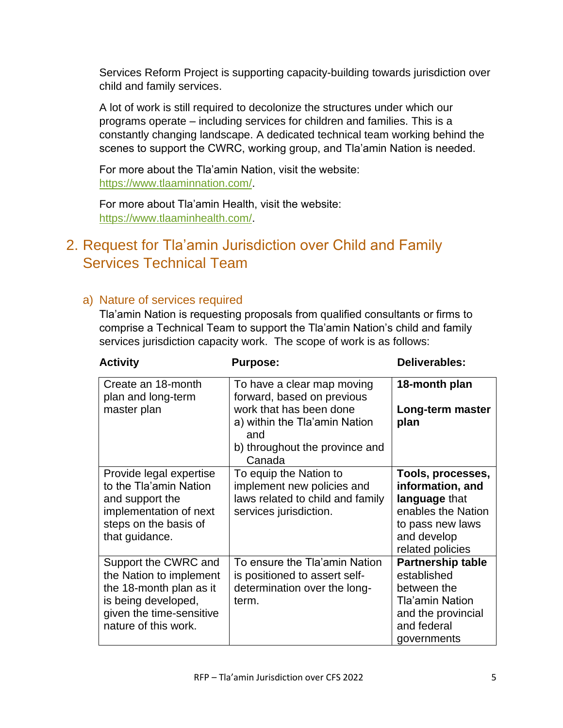Services Reform Project is supporting capacity-building towards jurisdiction over child and family services.

A lot of work is still required to decolonize the structures under which our programs operate – including services for children and families. This is a constantly changing landscape. A dedicated technical team working behind the scenes to support the CWRC, working group, and Tla'amin Nation is needed.

For more about the Tla'amin Nation, visit the website: https://www.tlaaminnation.com/.

For more about Tla'amin Health, visit the website: https://www.tlaaminhealth.com/.

## 2. Request for Tla'amin Jurisdiction over Child and Family Services Technical Team

### a) Nature of services required

Tla'amin Nation is requesting proposals from qualified consultants or firms to comprise a Technical Team to support the Tla'amin Nation's child and family services jurisdiction capacity work. The scope of work is as follows:

| Activity | Purpose: | Deliverables: |
| --- | --- | --- |
| Create an 18-month plan and long-term master plan | To have a clear map moving forward, based on previous work that has been done a) within the Tla'amin Nation and b) throughout the province and Canada | **18-month plan**<br><br>**Long-term master plan** |
| Provide legal expertise to the Tla'amin Nation and support the implementation of next steps on the basis of that guidance. | To equip the Nation to implement new policies and laws related to child and family services jurisdiction. | **Tools, processes, information, and language** that enables the Nation to pass new laws and develop related policies |
| Support the CWRC and the Nation to implement the 18-month plan as it is being developed, given the time-sensitive nature of this work. | To ensure the Tla'amin Nation is positioned to assert self-determination over the long-term. | **Partnership table** established between the Tla'amin Nation and the provincial and federal governments |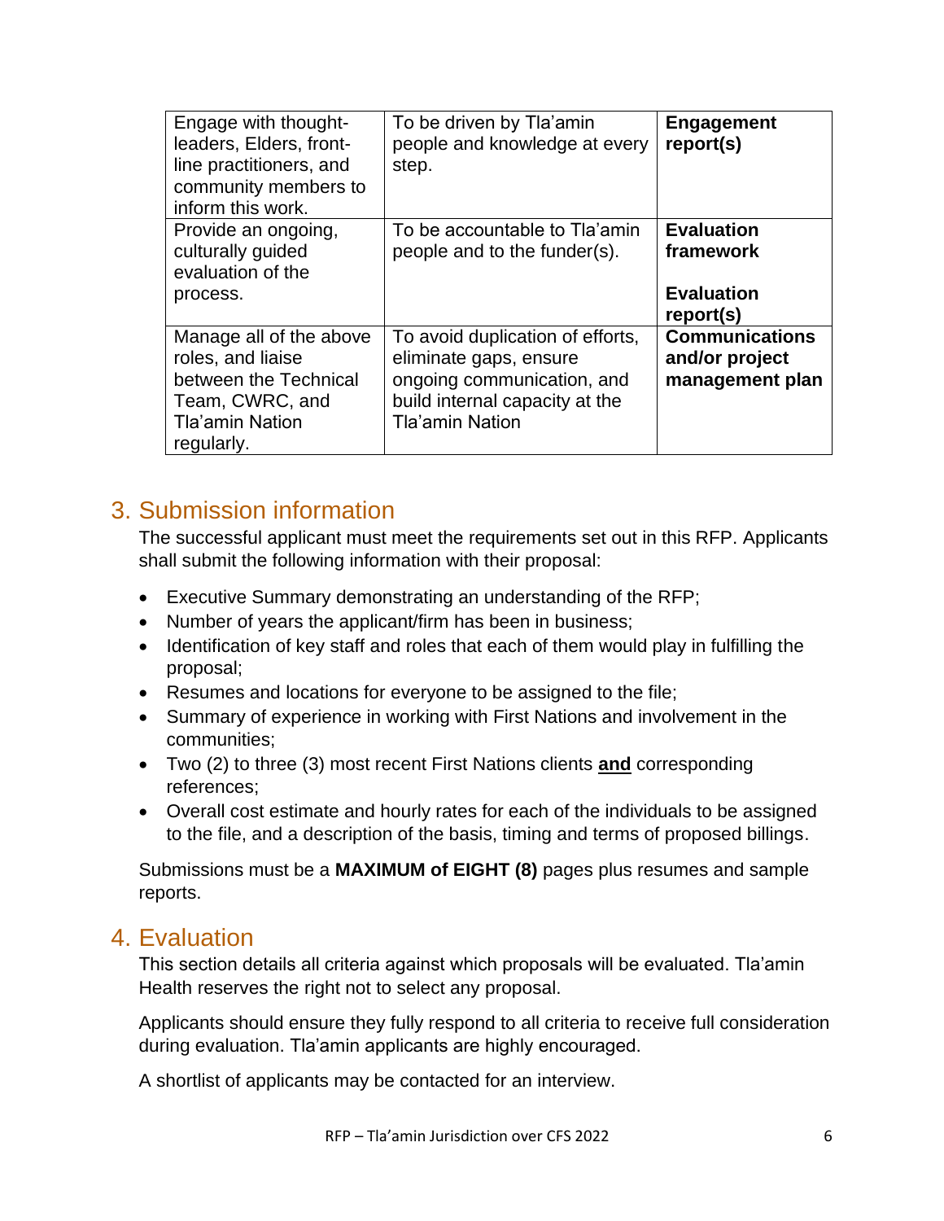| | | |
|---|---|---|
| Engage with thought-leaders, Elders, front-line practitioners, and community members to inform this work. | To be driven by Tla'amin people and knowledge at every step. | **Engagement report(s)** |
| Provide an ongoing, culturally guided evaluation of the process. | To be accountable to Tla'amin people and to the funder(s). | **Evaluation framework**<br><br>**Evaluation report(s)** |
| Manage all of the above roles, and liaise between the Technical Team, CWRC, and Tla'amin Nation regularly. | To avoid duplication of efforts, eliminate gaps, ensure ongoing communication, and build internal capacity at the Tla'amin Nation | **Communications and/or project management plan** |

## 3. Submission information

The successful applicant must meet the requirements set out in this RFP. Applicants shall submit the following information with their proposal:

- Executive Summary demonstrating an understanding of the RFP;
- Number of years the applicant/firm has been in business;
- Identification of key staff and roles that each of them would play in fulfilling the proposal;
- Resumes and locations for everyone to be assigned to the file;
- Summary of experience in working with First Nations and involvement in the communities;
- Two (2) to three (3) most recent First Nations clients **and** corresponding references;
- Overall cost estimate and hourly rates for each of the individuals to be assigned to the file, and a description of the basis, timing and terms of proposed billings.

Submissions must be a **MAXIMUM of EIGHT (8)** pages plus resumes and sample reports.

## 4. Evaluation

This section details all criteria against which proposals will be evaluated. Tla'amin Health reserves the right not to select any proposal.

Applicants should ensure they fully respond to all criteria to receive full consideration during evaluation. Tla'amin applicants are highly encouraged.

A shortlist of applicants may be contacted for an interview.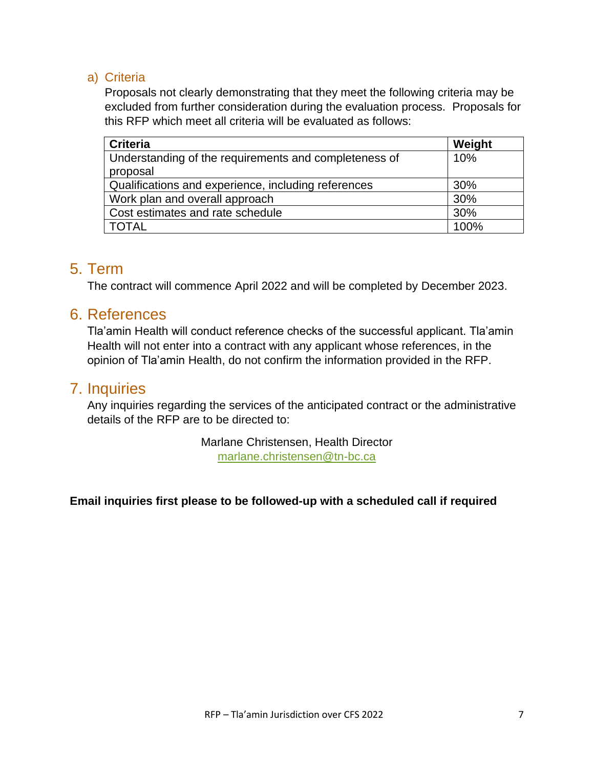### a) Criteria

Proposals not clearly demonstrating that they meet the following criteria may be excluded from further consideration during the evaluation process. Proposals for this RFP which meet all criteria will be evaluated as follows:

| Criteria | Weight |
|---|---|
| Understanding of the requirements and completeness of proposal | 10% |
| Qualifications and experience, including references | 30% |
| Work plan and overall approach | 30% |
| Cost estimates and rate schedule | 30% |
| TOTAL | 100% |

## 5. Term

The contract will commence April 2022 and will be completed by December 2023.

## 6. References

Tla'amin Health will conduct reference checks of the successful applicant. Tla'amin Health will not enter into a contract with any applicant whose references, in the opinion of Tla'amin Health, do not confirm the information provided in the RFP.

## 7. Inquiries

Any inquiries regarding the services of the anticipated contract or the administrative details of the RFP are to be directed to:

Marlane Christensen, Health Director
marlane.christensen@tn-bc.ca

**Email inquiries first please to be followed-up with a scheduled call if required**